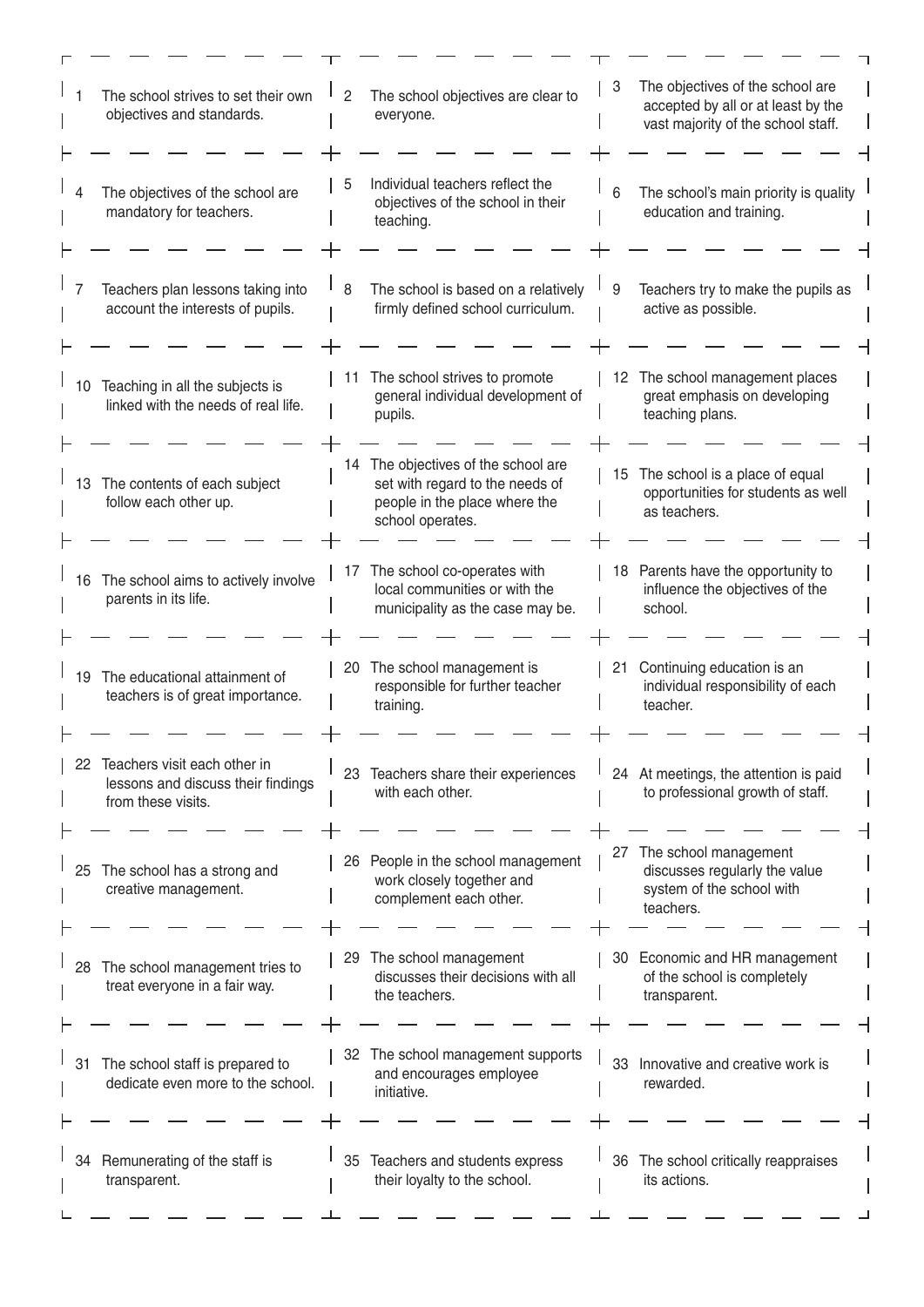| | | |
|---|---|---|
| 1 The school strives to set their own objectives and standards. | 2 The school objectives are clear to everyone. | 3 The objectives of the school are accepted by all or at least by the vast majority of the school staff. |
| 4 The objectives of the school are mandatory for teachers. | 5 Individual teachers reflect the objectives of the school in their teaching. | 6 The school's main priority is quality education and training. |
| 7 Teachers plan lessons taking into account the interests of pupils. | 8 The school is based on a relatively firmly defined school curriculum. | 9 Teachers try to make the pupils as active as possible. |
| 10 Teaching in all the subjects is linked with the needs of real life. | 11 The school strives to promote general individual development of pupils. | 12 The school management places great emphasis on developing teaching plans. |
| 13 The contents of each subject follow each other up. | 14 The objectives of the school are set with regard to the needs of people in the place where the school operates. | 15 The school is a place of equal opportunities for students as well as teachers. |
| 16 The school aims to actively involve parents in its life. | 17 The school co-operates with local communities or with the municipality as the case may be. | 18 Parents have the opportunity to influence the objectives of the school. |
| 19 The educational attainment of teachers is of great importance. | 20 The school management is responsible for further teacher training. | 21 Continuing education is an individual responsibility of each teacher. |
| 22 Teachers visit each other in lessons and discuss their findings from these visits. | 23 Teachers share their experiences with each other. | 24 At meetings, the attention is paid to professional growth of staff. |
| 25 The school has a strong and creative management. | 26 People in the school management work closely together and complement each other. | 27 The school management discusses regularly the value system of the school with teachers. |
| 28 The school management tries to treat everyone in a fair way. | 29 The school management discusses their decisions with all the teachers. | 30 Economic and HR management of the school is completely transparent. |
| 31 The school staff is prepared to dedicate even more to the school. | 32 The school management supports and encourages employee initiative. | 33 Innovative and creative work is rewarded. |
| 34 Remunerating of the staff is transparent. | 35 Teachers and students express their loyalty to the school. | 36 The school critically reappraises its actions. |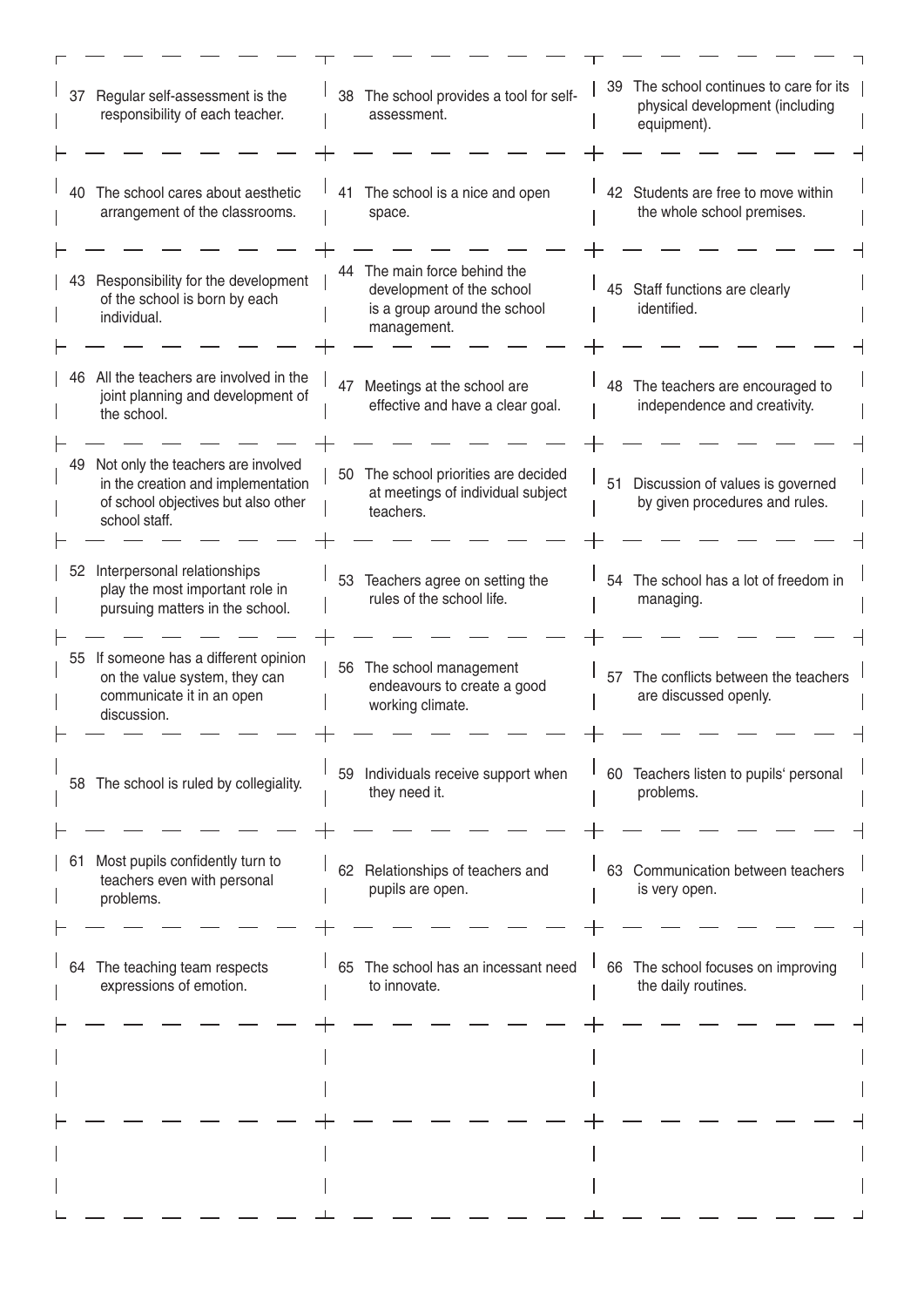| | | |
|---|---|---|
| 37 Regular self-assessment is the responsibility of each teacher. | 38 The school provides a tool for self-assessment. | 39 The school continues to care for its physical development (including equipment). |
| 40 The school cares about aesthetic arrangement of the classrooms. | 41 The school is a nice and open space. | 42 Students are free to move within the whole school premises. |
| 43 Responsibility for the development of the school is born by each individual. | 44 The main force behind the development of the school is a group around the school management. | 45 Staff functions are clearly identified. |
| 46 All the teachers are involved in the joint planning and development of the school. | 47 Meetings at the school are effective and have a clear goal. | 48 The teachers are encouraged to independence and creativity. |
| 49 Not only the teachers are involved in the creation and implementation of school objectives but also other school staff. | 50 The school priorities are decided at meetings of individual subject teachers. | 51 Discussion of values is governed by given procedures and rules. |
| 52 Interpersonal relationships play the most important role in pursuing matters in the school. | 53 Teachers agree on setting the rules of the school life. | 54 The school has a lot of freedom in managing. |
| 55 If someone has a different opinion on the value system, they can communicate it in an open discussion. | 56 The school management endeavours to create a good working climate. | 57 The conflicts between the teachers are discussed openly. |
| 58 The school is ruled by collegiality. | 59 Individuals receive support when they need it. | 60 Teachers listen to pupils' personal problems. |
| 61 Most pupils confidently turn to teachers even with personal problems. | 62 Relationships of teachers and pupils are open. | 63 Communication between teachers is very open. |
| 64 The teaching team respects expressions of emotion. | 65 The school has an incessant need to innovate. | 66 The school focuses on improving the daily routines. |
| | | |
| | | |